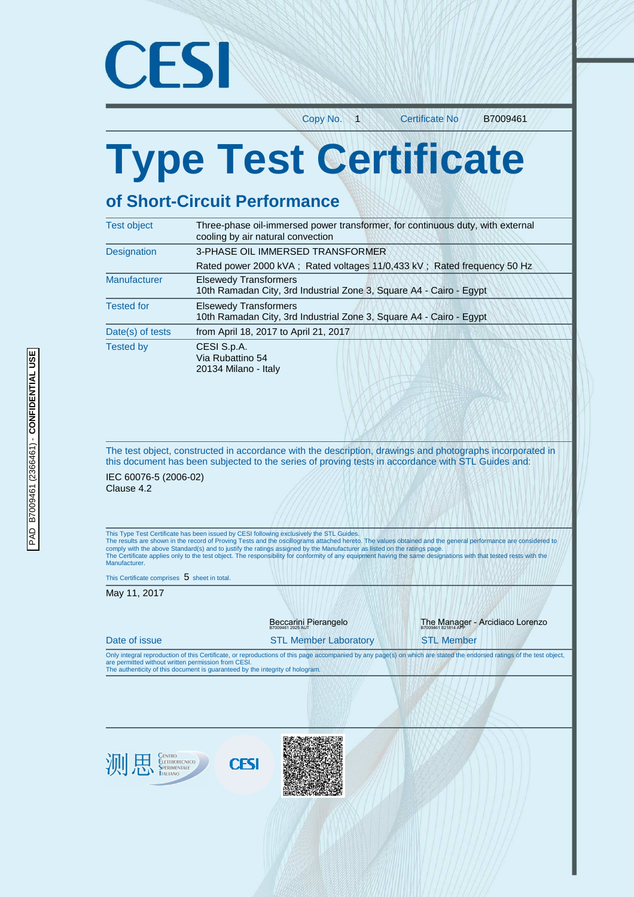# CESI

Copy No. 1 Certificate No B7009461

# Type Test Certificate

## of Short-Circuit Performance

| | |
|---|---|
| Test object | Three-phase oil-immersed power transformer, for continuous duty, with external cooling by air natural convection |
| Designation | 3-PHASE OIL IMMERSED TRANSFORMER<br>Rated power 2000 kVA ; Rated voltages 11/0,433 kV ; Rated frequency 50 Hz |
| Manufacturer | Elsewedy Transformers<br>10th Ramadan City, 3rd Industrial Zone 3, Square A4 - Cairo - Egypt |
| Tested for | Elsewedy Transformers<br>10th Ramadan City, 3rd Industrial Zone 3, Square A4 - Cairo - Egypt |
| Date(s) of tests | from April 18, 2017 to April 21, 2017 |
| Tested by | CESI S.p.A.<br>Via Rubattino 54<br>20134 Milano - Italy |

The test object, constructed in accordance with the description, drawings and photographs incorporated in this document has been subjected to the series of proving tests in accordance with STL Guides and:

IEC 60076-5 (2006-02)
Clause 4.2

This Type Test Certificate has been issued by CESI following exclusively the STL Guides.
The results are shown in the record of Proving Tests and the oscillograms attached hereto. The values obtained and the general performance are considered to comply with the above Standard(s) and to justify the ratings assigned by the Manufacturer as listed on the ratings page.
The Certificate applies only to the test object. The responsibility for conformity of any equipment having the same designations with that tested rests with the Manufacturer.

This Certificate comprises 5 sheet in total.

May 11, 2017

| Date of issue | Beccarini Pierangelo<br>B7009461 2925 AUT<br>STL Member Laboratory | The Manager - Arcidiaco Lorenzo<br>B7009461 821814 APP<br>STL Member |
|---|---|---|

Only integral reproduction of this Certificate, or reproductions of this page accompanied by any page(s) on which are stated the endorsed ratings of the test object, are permitted without written permission from CESI.
The authenticity of this document is guaranteed by the integrity of hologram.

PAD B7009461 (2366461) - CONFIDENTIAL USE

测思 Centro Elettrotecnico Sperimentale Italiano

CESI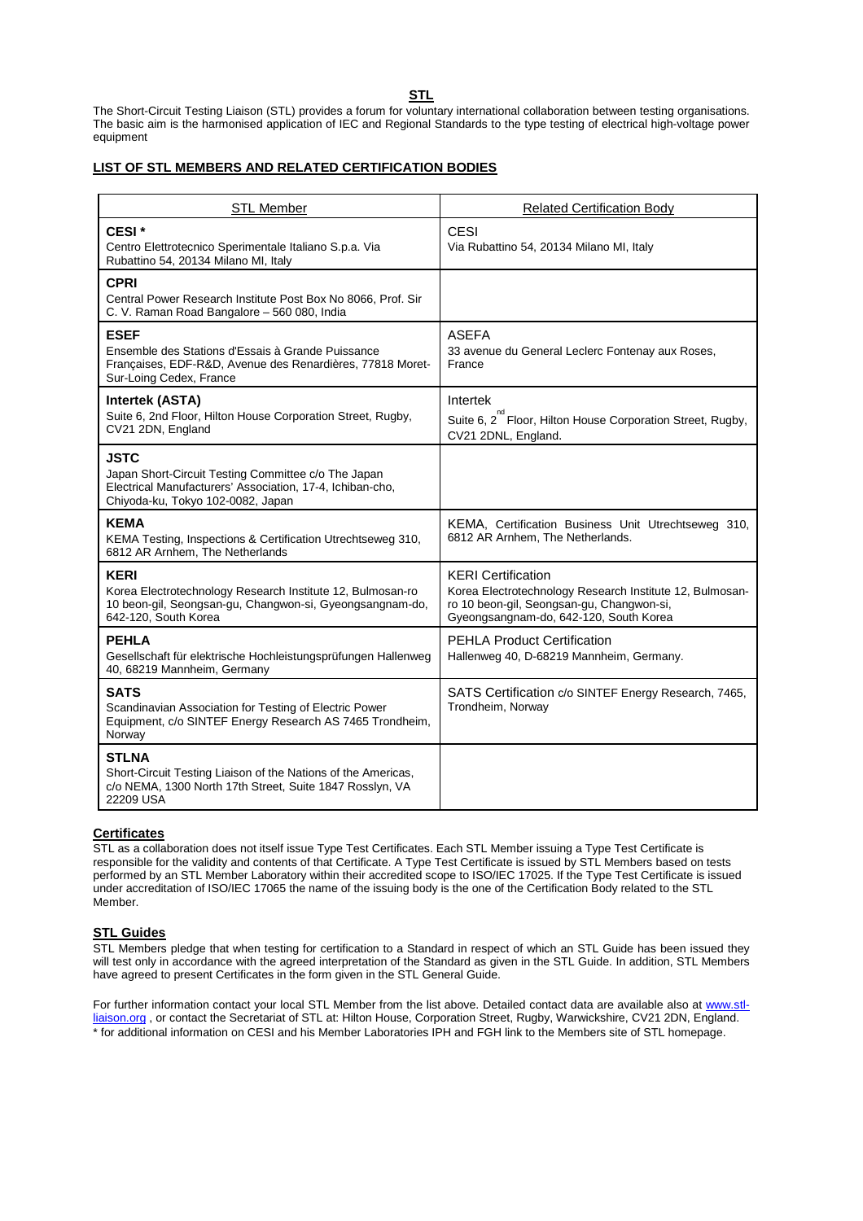## STL

The Short-Circuit Testing Liaison (STL) provides a forum for voluntary international collaboration between testing organisations. The basic aim is the harmonised application of IEC and Regional Standards to the type testing of electrical high-voltage power equipment

### LIST OF STL MEMBERS AND RELATED CERTIFICATION BODIES

| STL Member | Related Certification Body |
|---|---|
| **CESI** * <br> Centro Elettrotecnico Sperimentale Italiano S.p.a. Via Rubattino 54, 20134 Milano MI, Italy | CESI <br> Via Rubattino 54, 20134 Milano MI, Italy |
| **CPRI** <br> Central Power Research Institute Post Box No 8066, Prof. Sir C. V. Raman Road Bangalore – 560 080, India | |
| **ESEF** <br> Ensemble des Stations d'Essais à Grande Puissance Françaises, EDF-R&D, Avenue des Renardières, 77818 Moret-Sur-Loing Cedex, France | ASEFA <br> 33 avenue du General Leclerc Fontenay aux Roses, France |
| **Intertek (ASTA)** <br> Suite 6, 2nd Floor, Hilton House Corporation Street, Rugby, CV21 2DN, England | Intertek <br> Suite 6, 2nd Floor, Hilton House Corporation Street, Rugby, CV21 2DNL, England. |
| **JSTC** <br> Japan Short-Circuit Testing Committee c/o The Japan Electrical Manufacturers' Association, 17-4, Ichiban-cho, Chiyoda-ku, Tokyo 102-0082, Japan | |
| **KEMA** <br> KEMA Testing, Inspections & Certification Utrechtseweg 310, 6812 AR Arnhem, The Netherlands | KEMA, Certification Business Unit Utrechtseweg 310, 6812 AR Arnhem, The Netherlands. |
| **KERI** <br> Korea Electrotechnology Research Institute 12, Bulmosan-ro 10 beon-gil, Seongsan-gu, Changwon-si, Gyeongsangnam-do, 642-120, South Korea | KERI Certification <br> Korea Electrotechnology Research Institute 12, Bulmosan-ro 10 beon-gil, Seongsan-gu, Changwon-si, Gyeongsangnam-do, 642-120, South Korea |
| **PEHLA** <br> Gesellschaft für elektrische Hochleistungsprüfungen Hallenweg 40, 68219 Mannheim, Germany | PEHLA Product Certification <br> Hallenweg 40, D-68219 Mannheim, Germany. |
| **SATS** <br> Scandinavian Association for Testing of Electric Power Equipment, c/o SINTEF Energy Research AS 7465 Trondheim, Norway | SATS Certification c/o SINTEF Energy Research, 7465, Trondheim, Norway |
| **STLNA** <br> Short-Circuit Testing Liaison of the Nations of the Americas, c/o NEMA, 1300 North 17th Street, Suite 1847 Rosslyn, VA 22209 USA | |

### Certificates

STL as a collaboration does not itself issue Type Test Certificates. Each STL Member issuing a Type Test Certificate is responsible for the validity and contents of that Certificate. A Type Test Certificate is issued by STL Members based on tests performed by an STL Member Laboratory within their accredited scope to ISO/IEC 17025. If the Type Test Certificate is issued under accreditation of ISO/IEC 17065 the name of the issuing body is the one of the Certification Body related to the STL Member.

### STL Guides

STL Members pledge that when testing for certification to a Standard in respect of which an STL Guide has been issued they will test only in accordance with the agreed interpretation of the Standard as given in the STL Guide. In addition, STL Members have agreed to present Certificates in the form given in the STL General Guide.

For further information contact your local STL Member from the list above. Detailed contact data are available also at www.stl-liaison.org , or contact the Secretariat of STL at: Hilton House, Corporation Street, Rugby, Warwickshire, CV21 2DN, England.
* for additional information on CESI and his Member Laboratories IPH and FGH link to the Members site of STL homepage.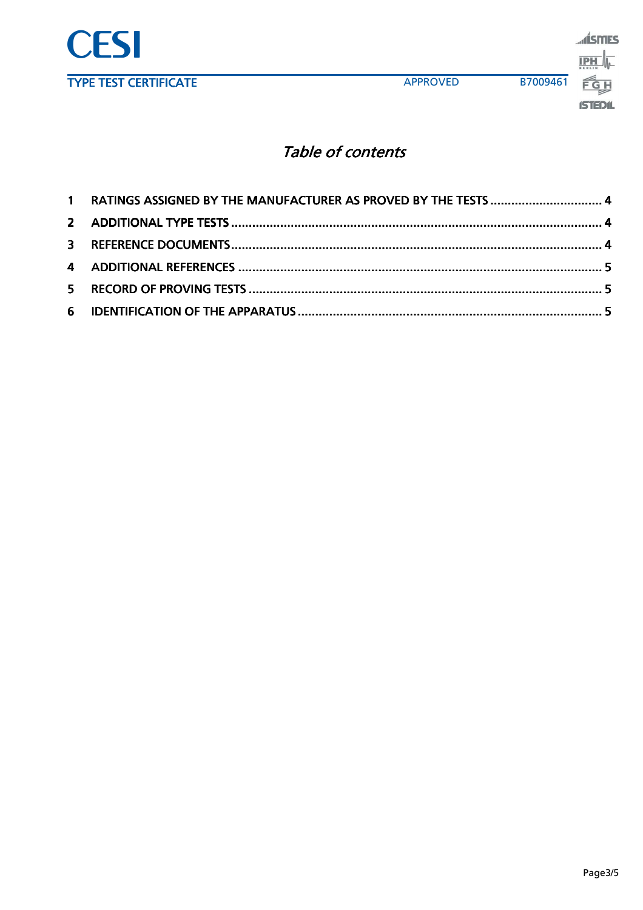*Table of contents*

1 RATINGS ASSIGNED BY THE MANUFACTURER AS PROVED BY THE TESTS ................................ 4

2 ADDITIONAL TYPE TESTS ........................................................................................................ 4

3 REFERENCE DOCUMENTS......................................................................................................... 4

4 ADDITIONAL REFERENCES ....................................................................................................... 5

5 RECORD OF PROVING TESTS .................................................................................................... 5

6 IDENTIFICATION OF THE APPARATUS ...................................................................................... 5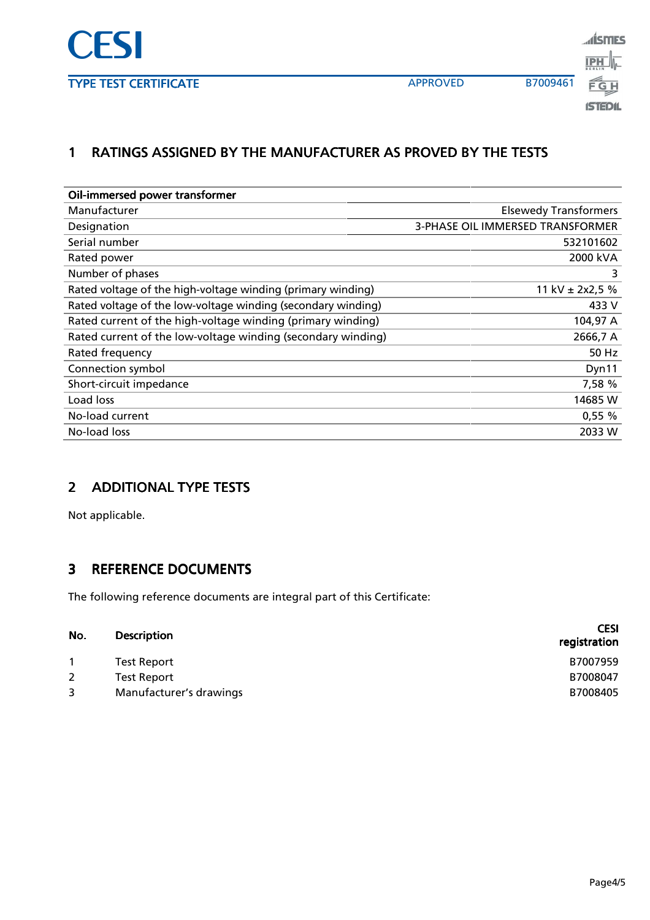## 1 RATINGS ASSIGNED BY THE MANUFACTURER AS PROVED BY THE TESTS

| **Oil-immersed power transformer** | |
|---|---|
| Manufacturer | Elsewedy Transformers |
| Designation | 3-PHASE OIL IMMERSED TRANSFORMER |
| Serial number | 532101602 |
| Rated power | 2000 kVA |
| Number of phases | 3 |
| Rated voltage of the high-voltage winding (primary winding) | 11 kV ± 2x2,5 % |
| Rated voltage of the low-voltage winding (secondary winding) | 433 V |
| Rated current of the high-voltage winding (primary winding) | 104,97 A |
| Rated current of the low-voltage winding (secondary winding) | 2666,7 A |
| Rated frequency | 50 Hz |
| Connection symbol | Dyn11 |
| Short-circuit impedance | 7,58 % |
| Load loss | 14685 W |
| No-load current | 0,55 % |
| No-load loss | 2033 W |

## 2 ADDITIONAL TYPE TESTS

Not applicable.

## 3 REFERENCE DOCUMENTS

The following reference documents are integral part of this Certificate:

| No. | Description | CESI registration |
|---|---|---|
| 1 | Test Report | B7007959 |
| 2 | Test Report | B7008047 |
| 3 | Manufacturer's drawings | B7008405 |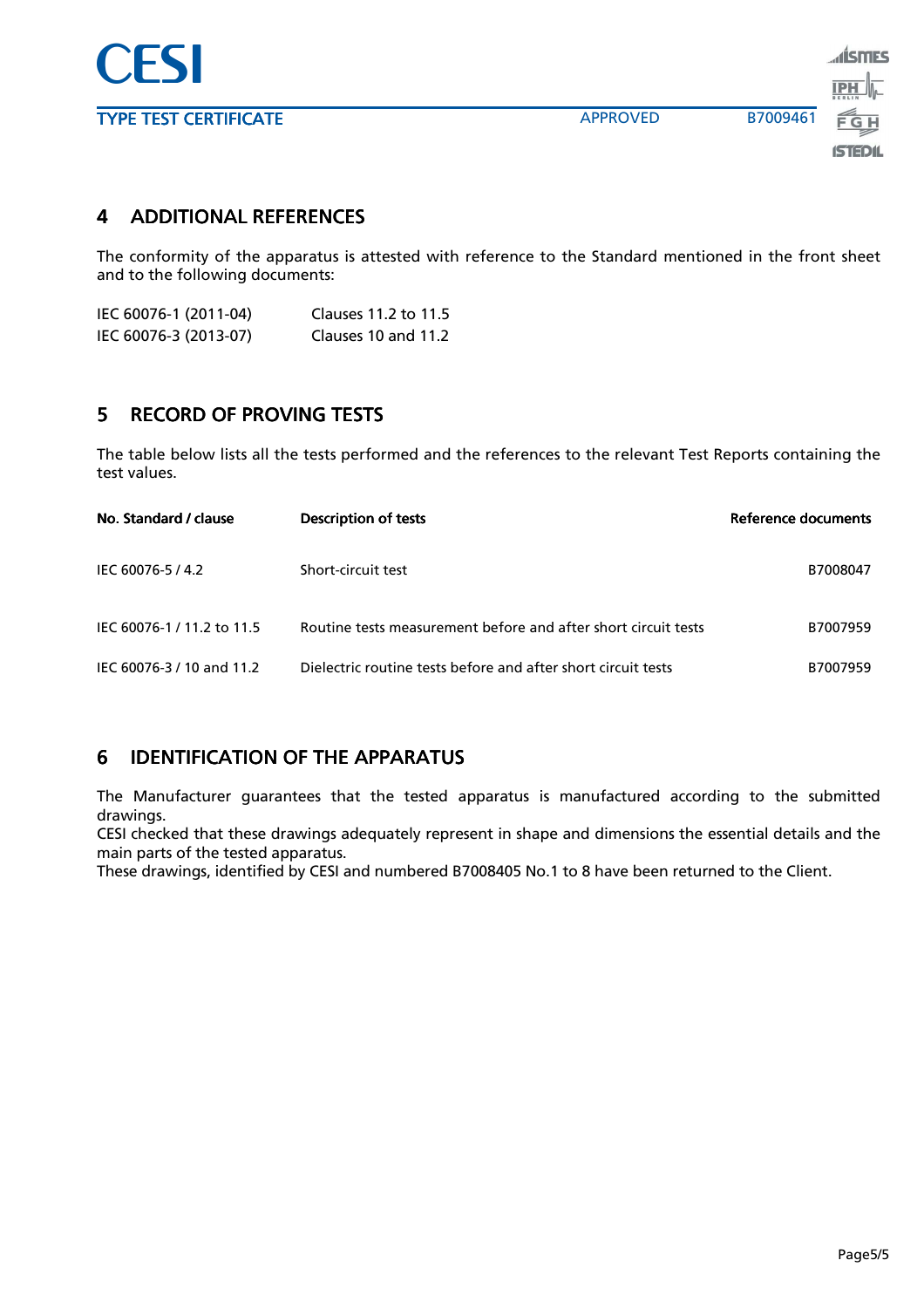## 4 ADDITIONAL REFERENCES

The conformity of the apparatus is attested with reference to the Standard mentioned in the front sheet and to the following documents:

| | |
|---|---|
| IEC 60076-1 (2011-04) | Clauses 11.2 to 11.5 |
| IEC 60076-3 (2013-07) | Clauses 10 and 11.2 |

## 5 RECORD OF PROVING TESTS

The table below lists all the tests performed and the references to the relevant Test Reports containing the test values.

| No. Standard / clause | Description of tests | Reference documents |
|---|---|---|
| IEC 60076-5 / 4.2 | Short-circuit test | B7008047 |
| IEC 60076-1 / 11.2 to 11.5 | Routine tests measurement before and after short circuit tests | B7007959 |
| IEC 60076-3 / 10 and 11.2 | Dielectric routine tests before and after short circuit tests | B7007959 |

## 6 IDENTIFICATION OF THE APPARATUS

The Manufacturer guarantees that the tested apparatus is manufactured according to the submitted drawings.
CESI checked that these drawings adequately represent in shape and dimensions the essential details and the main parts of the tested apparatus.
These drawings, identified by CESI and numbered B7008405 No.1 to 8 have been returned to the Client.